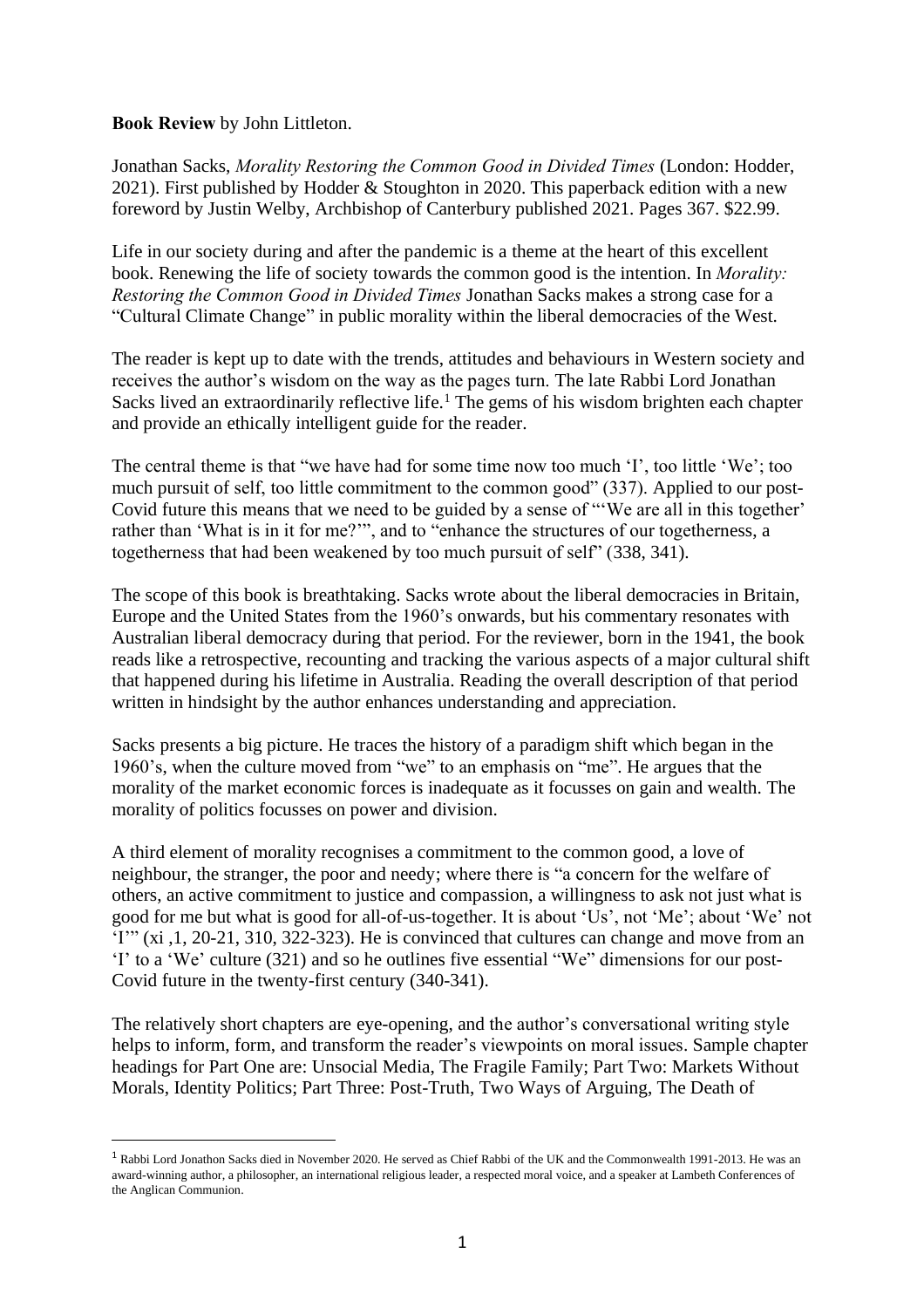**Book Review** by John Littleton.

Jonathan Sacks, *Morality Restoring the Common Good in Divided Times* (London: Hodder, 2021). First published by Hodder & Stoughton in 2020. This paperback edition with a new foreword by Justin Welby, Archbishop of Canterbury published 2021. Pages 367. $22.99.

Life in our society during and after the pandemic is a theme at the heart of this excellent book. Renewing the life of society towards the common good is the intention. In *Morality: Restoring the Common Good in Divided Times* Jonathan Sacks makes a strong case for a "Cultural Climate Change" in public morality within the liberal democracies of the West.

The reader is kept up to date with the trends, attitudes and behaviours in Western society and receives the author's wisdom on the way as the pages turn. The late Rabbi Lord Jonathan Sacks lived an extraordinarily reflective life.[1] The gems of his wisdom brighten each chapter and provide an ethically intelligent guide for the reader.

The central theme is that "we have had for some time now too much 'I', too little 'We'; too much pursuit of self, too little commitment to the common good" (337). Applied to our post-Covid future this means that we need to be guided by a sense of "'We are all in this together' rather than 'What is in it for me?'", and to "enhance the structures of our togetherness, a togetherness that had been weakened by too much pursuit of self" (338, 341).

The scope of this book is breathtaking. Sacks wrote about the liberal democracies in Britain, Europe and the United States from the 1960's onwards, but his commentary resonates with Australian liberal democracy during that period. For the reviewer, born in the 1941, the book reads like a retrospective, recounting and tracking the various aspects of a major cultural shift that happened during his lifetime in Australia. Reading the overall description of that period written in hindsight by the author enhances understanding and appreciation.

Sacks presents a big picture. He traces the history of a paradigm shift which began in the 1960's, when the culture moved from "we" to an emphasis on "me". He argues that the morality of the market economic forces is inadequate as it focusses on gain and wealth. The morality of politics focusses on power and division.

A third element of morality recognises a commitment to the common good, a love of neighbour, the stranger, the poor and needy; where there is "a concern for the welfare of others, an active commitment to justice and compassion, a willingness to ask not just what is good for me but what is good for all-of-us-together. It is about 'Us', not 'Me'; about 'We' not 'I'" (xi ,1, 20-21, 310, 322-323). He is convinced that cultures can change and move from an 'I' to a 'We' culture (321) and so he outlines five essential "We" dimensions for our post-Covid future in the twenty-first century (340-341).

The relatively short chapters are eye-opening, and the author's conversational writing style helps to inform, form, and transform the reader's viewpoints on moral issues. Sample chapter headings for Part One are: Unsocial Media, The Fragile Family; Part Two: Markets Without Morals, Identity Politics; Part Three: Post-Truth, Two Ways of Arguing, The Death of

[1] Rabbi Lord Jonathon Sacks died in November 2020. He served as Chief Rabbi of the UK and the Commonwealth 1991-2013. He was an award-winning author, a philosopher, an international religious leader, a respected moral voice, and a speaker at Lambeth Conferences of the Anglican Communion.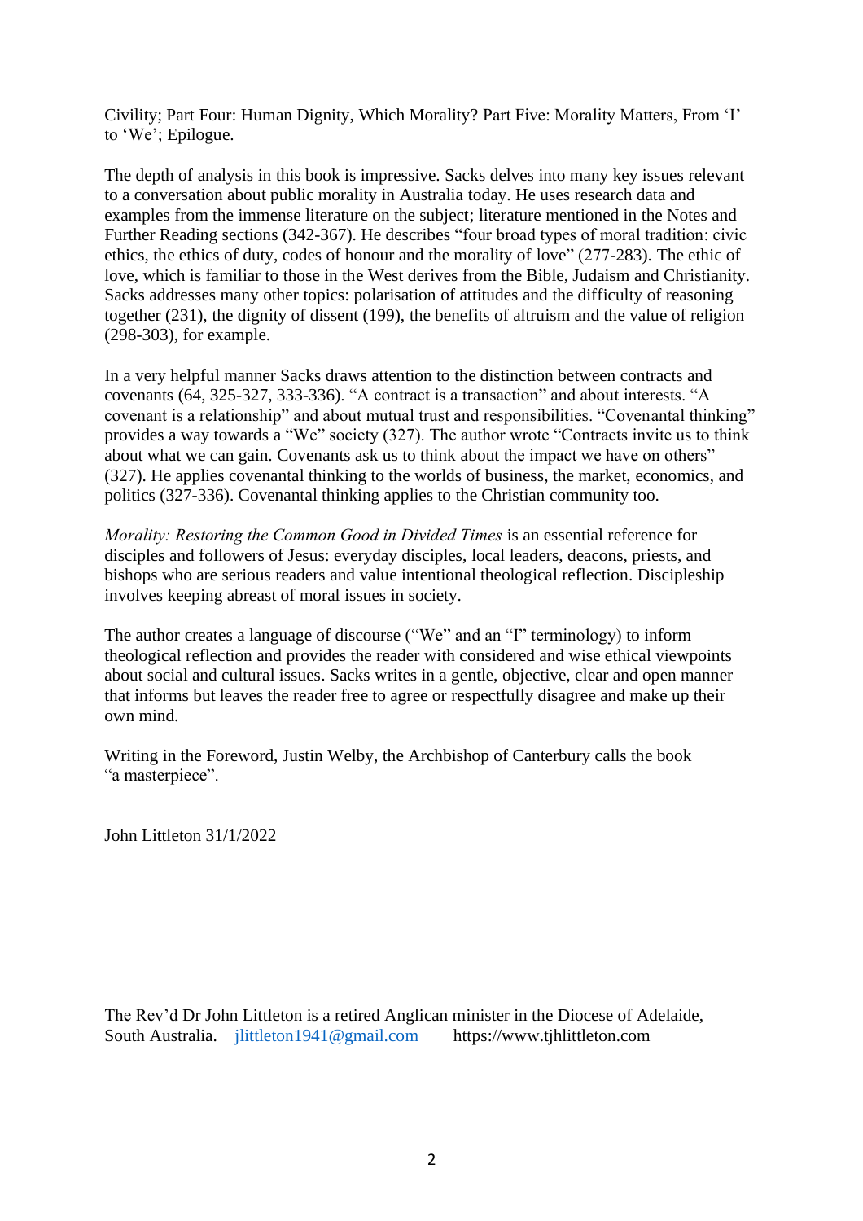Civility; Part Four: Human Dignity, Which Morality? Part Five: Morality Matters, From 'I' to 'We'; Epilogue.

The depth of analysis in this book is impressive. Sacks delves into many key issues relevant to a conversation about public morality in Australia today. He uses research data and examples from the immense literature on the subject; literature mentioned in the Notes and Further Reading sections (342-367). He describes "four broad types of moral tradition: civic ethics, the ethics of duty, codes of honour and the morality of love" (277-283). The ethic of love, which is familiar to those in the West derives from the Bible, Judaism and Christianity. Sacks addresses many other topics: polarisation of attitudes and the difficulty of reasoning together (231), the dignity of dissent (199), the benefits of altruism and the value of religion (298-303), for example.

In a very helpful manner Sacks draws attention to the distinction between contracts and covenants (64, 325-327, 333-336). "A contract is a transaction" and about interests. "A covenant is a relationship" and about mutual trust and responsibilities. "Covenantal thinking" provides a way towards a "We" society (327). The author wrote "Contracts invite us to think about what we can gain. Covenants ask us to think about the impact we have on others" (327). He applies covenantal thinking to the worlds of business, the market, economics, and politics (327-336). Covenantal thinking applies to the Christian community too.

*Morality: Restoring the Common Good in Divided Times* is an essential reference for disciples and followers of Jesus: everyday disciples, local leaders, deacons, priests, and bishops who are serious readers and value intentional theological reflection. Discipleship involves keeping abreast of moral issues in society.

The author creates a language of discourse ("We" and an "I" terminology) to inform theological reflection and provides the reader with considered and wise ethical viewpoints about social and cultural issues. Sacks writes in a gentle, objective, clear and open manner that informs but leaves the reader free to agree or respectfully disagree and make up their own mind.

Writing in the Foreword, Justin Welby, the Archbishop of Canterbury calls the book "a masterpiece".

John Littleton 31/1/2022

The Rev'd Dr John Littleton is a retired Anglican minister in the Diocese of Adelaide, South Australia. jlittleton1941@gmail.com https://www.tjhlittleton.com